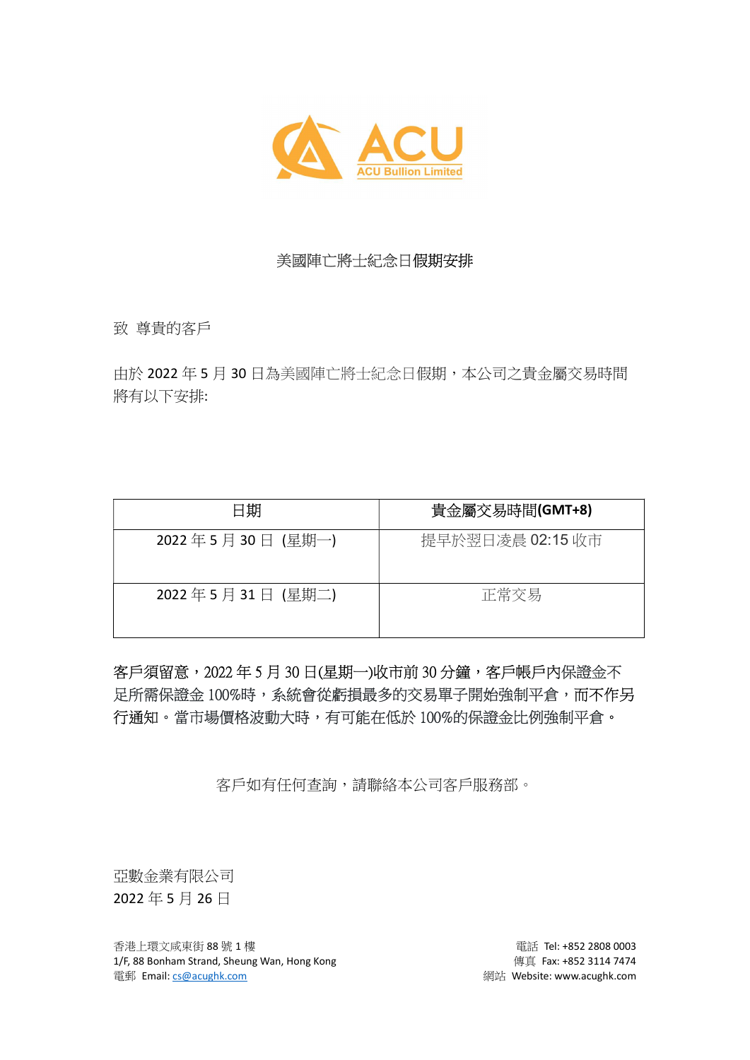ACU
ACU Bullion Limited

# 美國陣亡將士紀念日假期安排

致 尊貴的客戶

由於 2022 年 5 月 30 日為美國陣亡將士紀念日假期，本公司之貴金屬交易時間將有以下安排:

| 日期 | 貴金屬交易時間(GMT+8) |
|---|---|
| 2022 年 5 月 30 日 (星期一) | 提早於翌日凌晨 02:15 收市 |
| 2022 年 5 月 31 日 (星期二) | 正常交易 |

**客戶須留意，2022 年 5 月 30 日(星期一)收市前 30 分鐘，客戶帳戶內保證金不足所需保證金 100%時，系統會從虧損最多的交易單子開始強制平倉，而不作另行通知。當市場價格波動大時，有可能在低於 100%的保證金比例強制平倉。**

客戶如有任何查詢，請聯絡本公司客戶服務部。

亞數金業有限公司
2022 年 5 月 26 日

香港上環文咸東街 88 號 1 樓
1/F, 88 Bonham Strand, Sheung Wan, Hong Kong
電郵 Email: cs@acughk.com

電話 Tel: +852 2808 0003
傳真 Fax: +852 3114 7474
網站 Website: www.acughk.com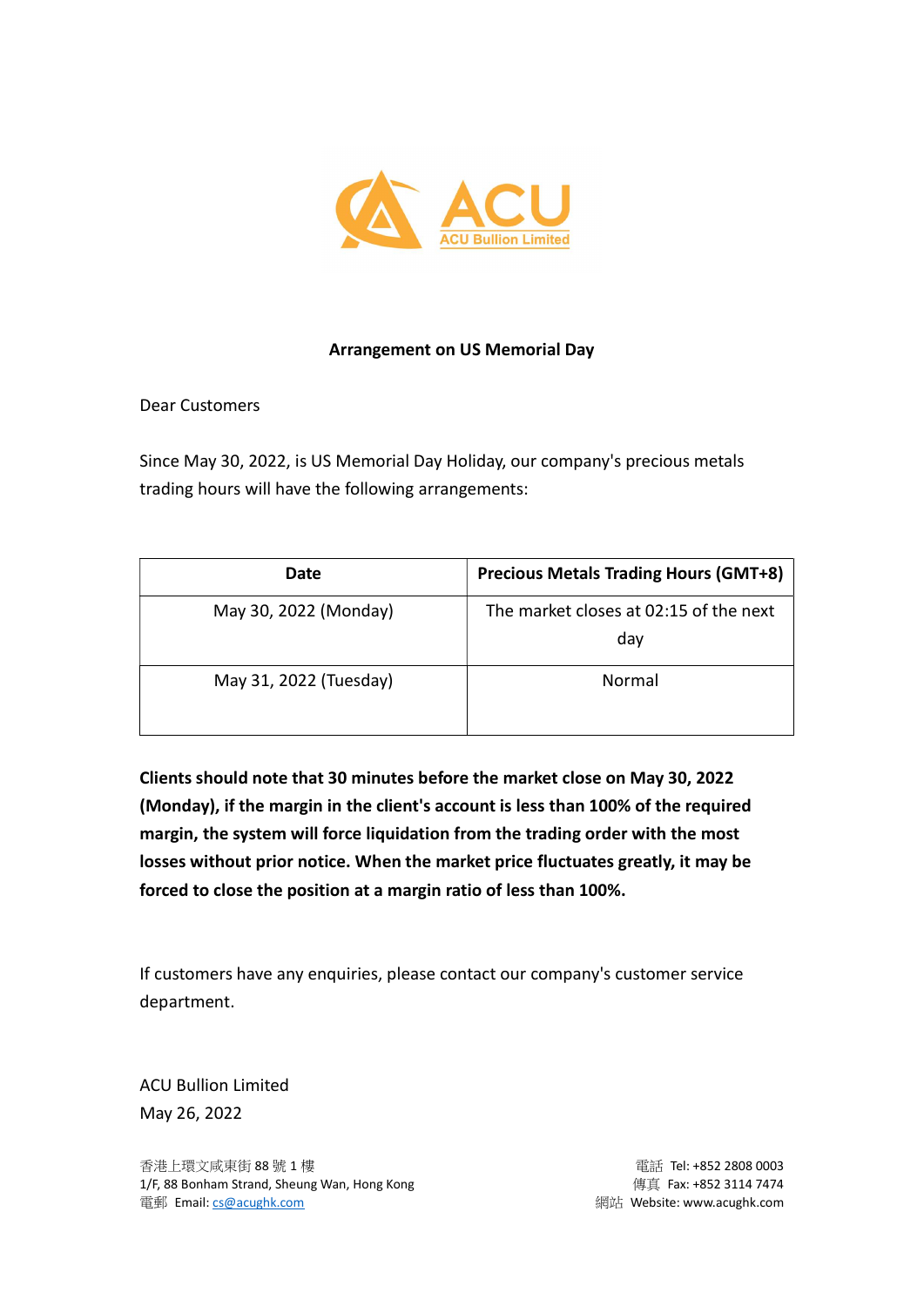ACU Bullion Limited

**Arrangement on US Memorial Day**

Dear Customers

Since May 30, 2022, is US Memorial Day Holiday, our company's precious metals trading hours will have the following arrangements:

| Date | Precious Metals Trading Hours (GMT+8) |
|---|---|
| May 30, 2022 (Monday) | The market closes at 02:15 of the next day |
| May 31, 2022 (Tuesday) | Normal |

**Clients should note that 30 minutes before the market close on May 30, 2022 (Monday), if the margin in the client's account is less than 100% of the required margin, the system will force liquidation from the trading order with the most losses without prior notice. When the market price fluctuates greatly, it may be forced to close the position at a margin ratio of less than 100%.**

If customers have any enquiries, please contact our company's customer service department.

ACU Bullion Limited
May 26, 2022

香港上環文咸東街 88 號 1 樓
1/F, 88 Bonham Strand, Sheung Wan, Hong Kong
電郵 Email: cs@acughk.com

電話 Tel: +852 2808 0003
傳真 Fax: +852 3114 7474
網站 Website: www.acughk.com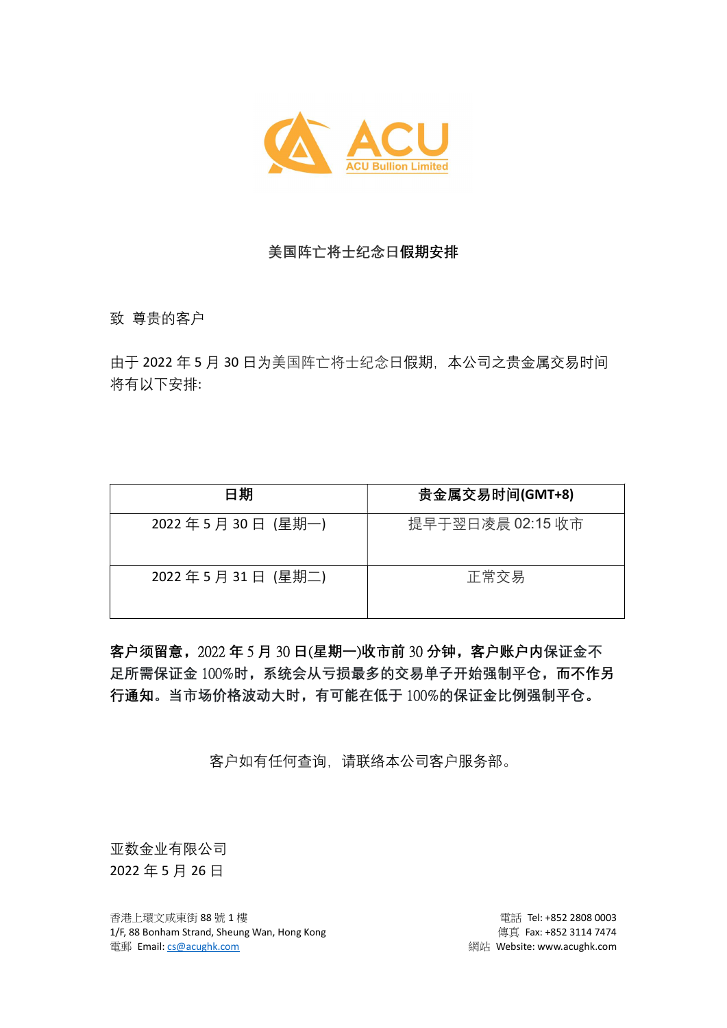ACU
ACU Bullion Limited

## 美国阵亡将士纪念日假期安排

致 尊贵的客户

由于 2022 年 5 月 30 日为美国阵亡将士纪念日假期，本公司之贵金属交易时间将有以下安排:

| 日期 | 贵金属交易时间(GMT+8) |
|---|---|
| 2022 年 5 月 30 日 (星期一) | 提早于翌日凌晨 02:15 收市 |
| 2022 年 5 月 31 日 (星期二) | 正常交易 |

**客户须留意，2022 年 5 月 30 日(星期一)收市前 30 分钟，客户账户内保证金不足所需保证金 100%时，系统会从亏损最多的交易单子开始强制平仓，而不作另行通知。当市场价格波动大时，有可能在低于 100%的保证金比例强制平仓。**

客户如有任何查询，请联络本公司客户服务部。

亚数金业有限公司
2022 年 5 月 26 日

香港上環文咸東街 88 號 1 樓
1/F, 88 Bonham Strand, Sheung Wan, Hong Kong
電郵 Email: cs@acughk.com

電話 Tel: +852 2808 0003
傳真 Fax: +852 3114 7474
網站 Website: www.acughk.com